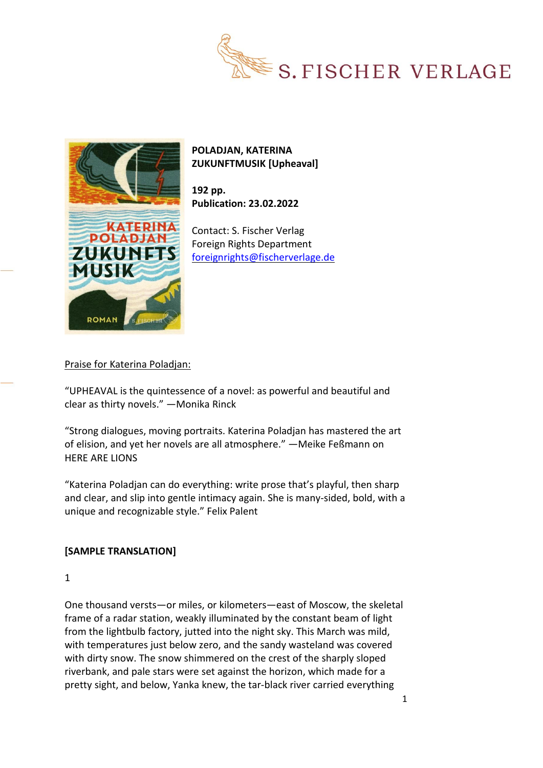S. FISCHER VERLAGE

**POLADJAN, KATERINA**
**ZUKUNFTMUSIK [Upheaval]**

**192 pp.**
**Publication: 23.02.2022**

Contact: S. Fischer Verlag
Foreign Rights Department
foreignrights@fischerverlage.de

Praise for Katerina Poladjan:

"UPHEAVAL is the quintessence of a novel: as powerful and beautiful and clear as thirty novels." —Monika Rinck

"Strong dialogues, moving portraits. Katerina Poladjan has mastered the art of elision, and yet her novels are all atmosphere." —Meike Feßmann on HERE ARE LIONS

"Katerina Poladjan can do everything: write prose that's playful, then sharp and clear, and slip into gentle intimacy again. She is many-sided, bold, with a unique and recognizable style." Felix Palent

**[SAMPLE TRANSLATION]**

1

One thousand versts—or miles, or kilometers—east of Moscow, the skeletal frame of a radar station, weakly illuminated by the constant beam of light from the lightbulb factory, jutted into the night sky. This March was mild, with temperatures just below zero, and the sandy wasteland was covered with dirty snow. The snow shimmered on the crest of the sharply sloped riverbank, and pale stars were set against the horizon, which made for a pretty sight, and below, Yanka knew, the tar-black river carried everything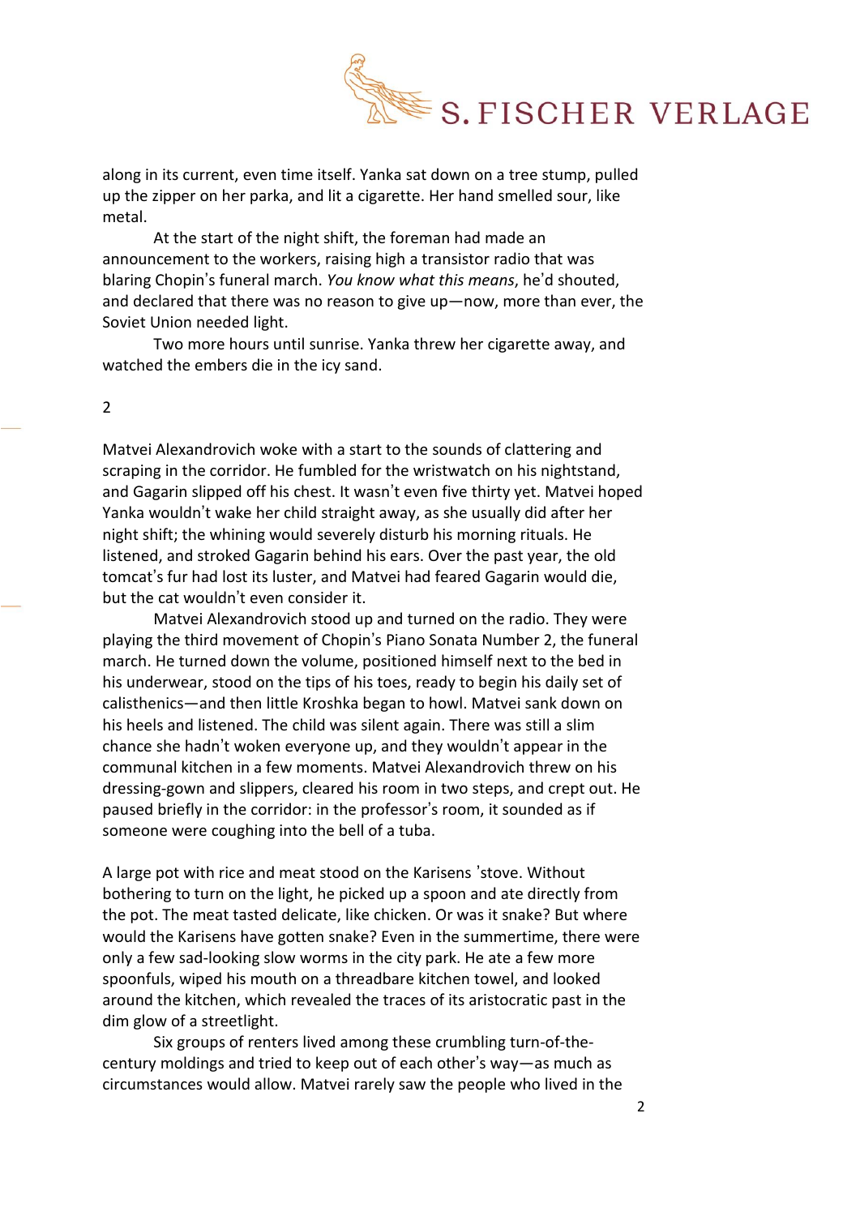along in its current, even time itself. Yanka sat down on a tree stump, pulled up the zipper on her parka, and lit a cigarette. Her hand smelled sour, like metal.

At the start of the night shift, the foreman had made an announcement to the workers, raising high a transistor radio that was blaring Chopin's funeral march. *You know what this means*, he'd shouted, and declared that there was no reason to give up—now, more than ever, the Soviet Union needed light.

Two more hours until sunrise. Yanka threw her cigarette away, and watched the embers die in the icy sand.

## 2

Matvei Alexandrovich woke with a start to the sounds of clattering and scraping in the corridor. He fumbled for the wristwatch on his nightstand, and Gagarin slipped off his chest. It wasn't even five thirty yet. Matvei hoped Yanka wouldn't wake her child straight away, as she usually did after her night shift; the whining would severely disturb his morning rituals. He listened, and stroked Gagarin behind his ears. Over the past year, the old tomcat's fur had lost its luster, and Matvei had feared Gagarin would die, but the cat wouldn't even consider it.

Matvei Alexandrovich stood up and turned on the radio. They were playing the third movement of Chopin's Piano Sonata Number 2, the funeral march. He turned down the volume, positioned himself next to the bed in his underwear, stood on the tips of his toes, ready to begin his daily set of calisthenics—and then little Kroshka began to howl. Matvei sank down on his heels and listened. The child was silent again. There was still a slim chance she hadn't woken everyone up, and they wouldn't appear in the communal kitchen in a few moments. Matvei Alexandrovich threw on his dressing-gown and slippers, cleared his room in two steps, and crept out. He paused briefly in the corridor: in the professor's room, it sounded as if someone were coughing into the bell of a tuba.

A large pot with rice and meat stood on the Karisens 'stove. Without bothering to turn on the light, he picked up a spoon and ate directly from the pot. The meat tasted delicate, like chicken. Or was it snake? But where would the Karisens have gotten snake? Even in the summertime, there were only a few sad-looking slow worms in the city park. He ate a few more spoonfuls, wiped his mouth on a threadbare kitchen towel, and looked around the kitchen, which revealed the traces of its aristocratic past in the dim glow of a streetlight.

Six groups of renters lived among these crumbling turn-of-the-century moldings and tried to keep out of each other's way—as much as circumstances would allow. Matvei rarely saw the people who lived in the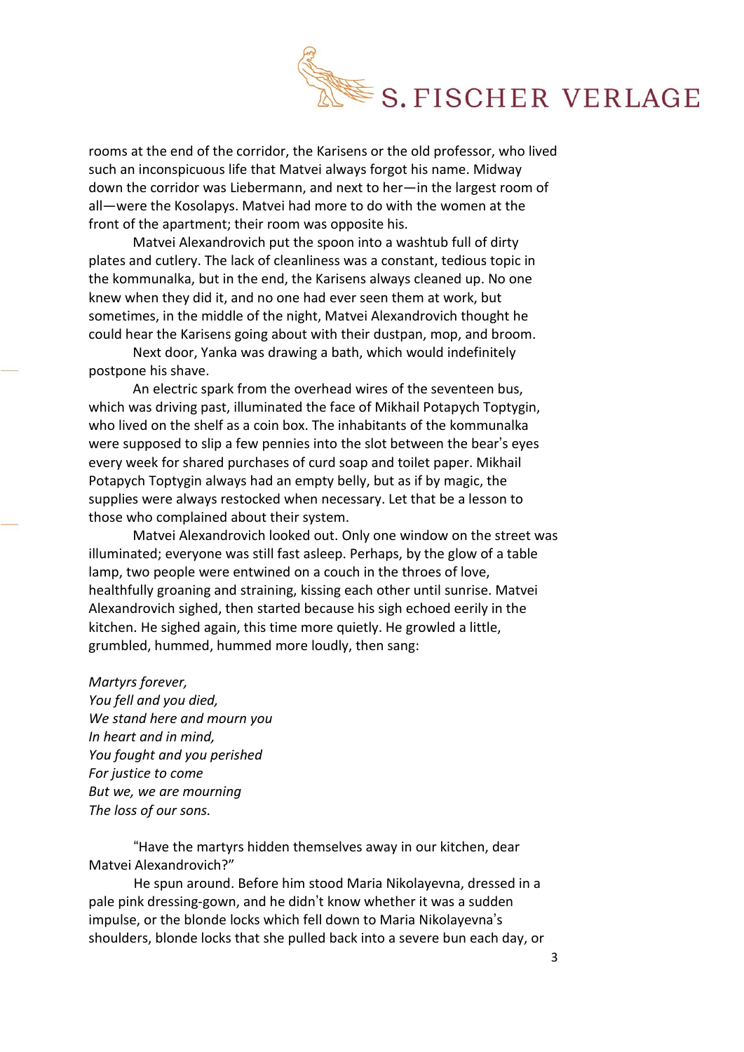rooms at the end of the corridor, the Karisens or the old professor, who lived such an inconspicuous life that Matvei always forgot his name. Midway down the corridor was Liebermann, and next to her—in the largest room of all—were the Kosolapys. Matvei had more to do with the women at the front of the apartment; their room was opposite his.

Matvei Alexandrovich put the spoon into a washtub full of dirty plates and cutlery. The lack of cleanliness was a constant, tedious topic in the kommunalka, but in the end, the Karisens always cleaned up. No one knew when they did it, and no one had ever seen them at work, but sometimes, in the middle of the night, Matvei Alexandrovich thought he could hear the Karisens going about with their dustpan, mop, and broom.

Next door, Yanka was drawing a bath, which would indefinitely postpone his shave.

An electric spark from the overhead wires of the seventeen bus, which was driving past, illuminated the face of Mikhail Potapych Toptygin, who lived on the shelf as a coin box. The inhabitants of the kommunalka were supposed to slip a few pennies into the slot between the bear's eyes every week for shared purchases of curd soap and toilet paper. Mikhail Potapych Toptygin always had an empty belly, but as if by magic, the supplies were always restocked when necessary. Let that be a lesson to those who complained about their system.

Matvei Alexandrovich looked out. Only one window on the street was illuminated; everyone was still fast asleep. Perhaps, by the glow of a table lamp, two people were entwined on a couch in the throes of love, healthfully groaning and straining, kissing each other until sunrise. Matvei Alexandrovich sighed, then started because his sigh echoed eerily in the kitchen. He sighed again, this time more quietly. He growled a little, grumbled, hummed, hummed more loudly, then sang:

*Martyrs forever,*
*You fell and you died,*
*We stand here and mourn you*
*In heart and in mind,*
*You fought and you perished*
*For justice to come*
*But we, we are mourning*
*The loss of our sons.*

"Have the martyrs hidden themselves away in our kitchen, dear Matvei Alexandrovich?"

He spun around. Before him stood Maria Nikolayevna, dressed in a pale pink dressing-gown, and he didn't know whether it was a sudden impulse, or the blonde locks which fell down to Maria Nikolayevna's shoulders, blonde locks that she pulled back into a severe bun each day, or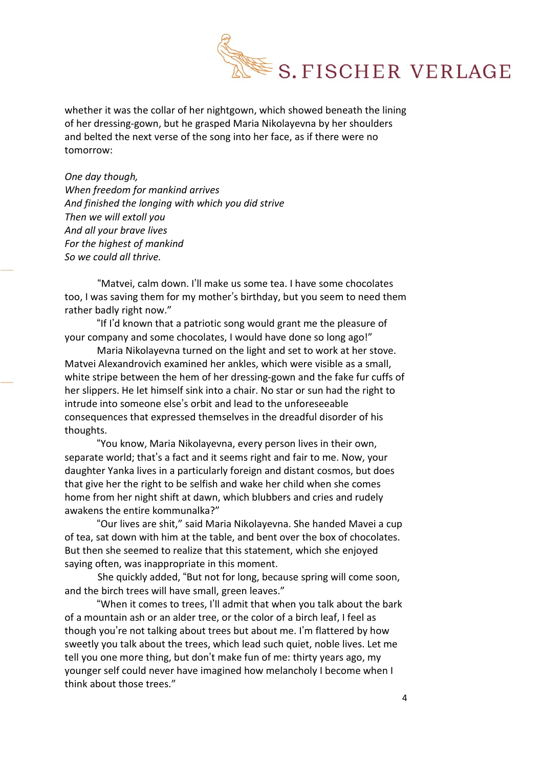whether it was the collar of her nightgown, which showed beneath the lining of her dressing-gown, but he grasped Maria Nikolayevna by her shoulders and belted the next verse of the song into her face, as if there were no tomorrow:

*One day though,*
*When freedom for mankind arrives*
*And finished the longing with which you did strive*
*Then we will extoll you*
*And all your brave lives*
*For the highest of mankind*
*So we could all thrive.*

"Matvei, calm down. I'll make us some tea. I have some chocolates too, I was saving them for my mother's birthday, but you seem to need them rather badly right now."

"If I'd known that a patriotic song would grant me the pleasure of your company and some chocolates, I would have done so long ago!"

Maria Nikolayevna turned on the light and set to work at her stove. Matvei Alexandrovich examined her ankles, which were visible as a small, white stripe between the hem of her dressing-gown and the fake fur cuffs of her slippers. He let himself sink into a chair. No star or sun had the right to intrude into someone else's orbit and lead to the unforeseeable consequences that expressed themselves in the dreadful disorder of his thoughts.

"You know, Maria Nikolayevna, every person lives in their own, separate world; that's a fact and it seems right and fair to me. Now, your daughter Yanka lives in a particularly foreign and distant cosmos, but does that give her the right to be selfish and wake her child when she comes home from her night shift at dawn, which blubbers and cries and rudely awakens the entire kommunalka?"

"Our lives are shit," said Maria Nikolayevna. She handed Mavei a cup of tea, sat down with him at the table, and bent over the box of chocolates. But then she seemed to realize that this statement, which she enjoyed saying often, was inappropriate in this moment.

She quickly added, "But not for long, because spring will come soon, and the birch trees will have small, green leaves."

"When it comes to trees, I'll admit that when you talk about the bark of a mountain ash or an alder tree, or the color of a birch leaf, I feel as though you're not talking about trees but about me. I'm flattered by how sweetly you talk about the trees, which lead such quiet, noble lives. Let me tell you one more thing, but don't make fun of me: thirty years ago, my younger self could never have imagined how melancholy I become when I think about those trees."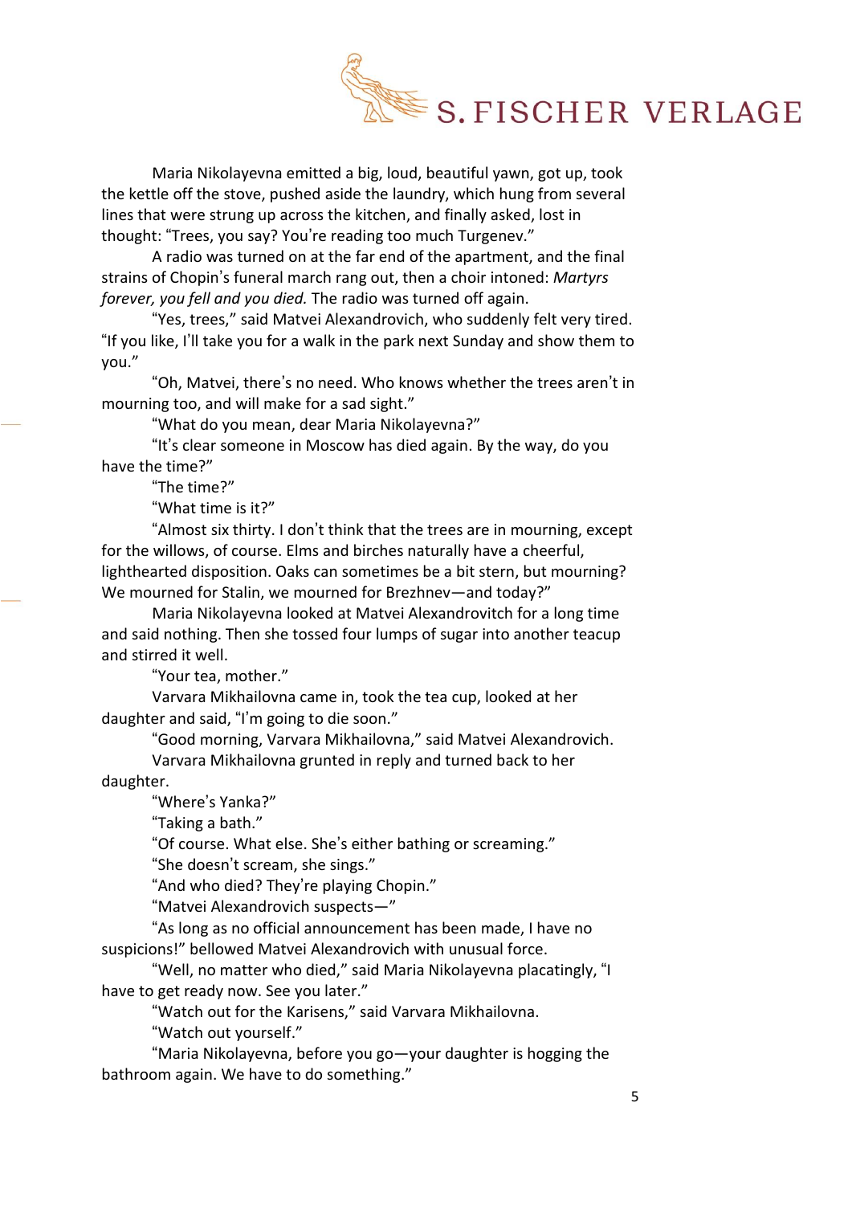Maria Nikolayevna emitted a big, loud, beautiful yawn, got up, took the kettle off the stove, pushed aside the laundry, which hung from several lines that were strung up across the kitchen, and finally asked, lost in thought: "Trees, you say? You're reading too much Turgenev."

A radio was turned on at the far end of the apartment, and the final strains of Chopin's funeral march rang out, then a choir intoned: *Martyrs forever, you fell and you died.* The radio was turned off again.

"Yes, trees," said Matvei Alexandrovich, who suddenly felt very tired. "If you like, I'll take you for a walk in the park next Sunday and show them to you."

"Oh, Matvei, there's no need. Who knows whether the trees aren't in mourning too, and will make for a sad sight."

"What do you mean, dear Maria Nikolayevna?"

"It's clear someone in Moscow has died again. By the way, do you have the time?"

"The time?"

"What time is it?"

"Almost six thirty. I don't think that the trees are in mourning, except for the willows, of course. Elms and birches naturally have a cheerful, lighthearted disposition. Oaks can sometimes be a bit stern, but mourning? We mourned for Stalin, we mourned for Brezhnev—and today?"

Maria Nikolayevna looked at Matvei Alexandrovitch for a long time and said nothing. Then she tossed four lumps of sugar into another teacup and stirred it well.

"Your tea, mother."

Varvara Mikhailovna came in, took the tea cup, looked at her daughter and said, "I'm going to die soon."

"Good morning, Varvara Mikhailovna," said Matvei Alexandrovich.

Varvara Mikhailovna grunted in reply and turned back to her daughter.

"Where's Yanka?"

"Taking a bath."

"Of course. What else. She's either bathing or screaming."

"She doesn't scream, she sings."

"And who died? They're playing Chopin."

"Matvei Alexandrovich suspects—"

"As long as no official announcement has been made, I have no suspicions!" bellowed Matvei Alexandrovich with unusual force.

"Well, no matter who died," said Maria Nikolayevna placatingly, "I have to get ready now. See you later."

"Watch out for the Karisens," said Varvara Mikhailovna.

"Watch out yourself."

"Maria Nikolayevna, before you go—your daughter is hogging the bathroom again. We have to do something."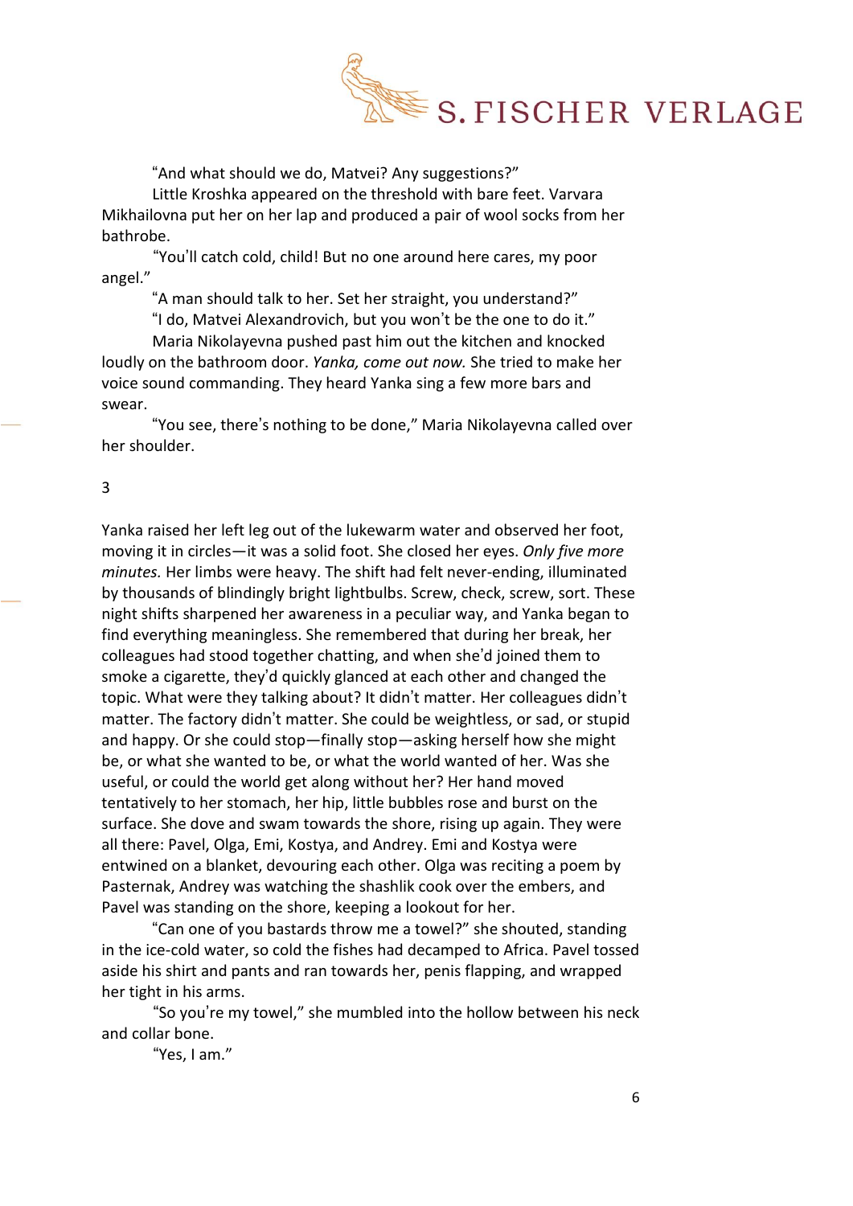"And what should we do, Matvei? Any suggestions?"

Little Kroshka appeared on the threshold with bare feet. Varvara Mikhailovna put her on her lap and produced a pair of wool socks from her bathrobe.

"You'll catch cold, child! But no one around here cares, my poor angel."

"A man should talk to her. Set her straight, you understand?"

"I do, Matvei Alexandrovich, but you won't be the one to do it."

Maria Nikolayevna pushed past him out the kitchen and knocked loudly on the bathroom door. *Yanka, come out now.* She tried to make her voice sound commanding. They heard Yanka sing a few more bars and swear.

"You see, there's nothing to be done," Maria Nikolayevna called over her shoulder.

3

Yanka raised her left leg out of the lukewarm water and observed her foot, moving it in circles—it was a solid foot. She closed her eyes. *Only five more minutes.* Her limbs were heavy. The shift had felt never-ending, illuminated by thousands of blindingly bright lightbulbs. Screw, check, screw, sort. These night shifts sharpened her awareness in a peculiar way, and Yanka began to find everything meaningless. She remembered that during her break, her colleagues had stood together chatting, and when she'd joined them to smoke a cigarette, they'd quickly glanced at each other and changed the topic. What were they talking about? It didn't matter. Her colleagues didn't matter. The factory didn't matter. She could be weightless, or sad, or stupid and happy. Or she could stop—finally stop—asking herself how she might be, or what she wanted to be, or what the world wanted of her. Was she useful, or could the world get along without her? Her hand moved tentatively to her stomach, her hip, little bubbles rose and burst on the surface. She dove and swam towards the shore, rising up again. They were all there: Pavel, Olga, Emi, Kostya, and Andrey. Emi and Kostya were entwined on a blanket, devouring each other. Olga was reciting a poem by Pasternak, Andrey was watching the shashlik cook over the embers, and Pavel was standing on the shore, keeping a lookout for her.

"Can one of you bastards throw me a towel?" she shouted, standing in the ice-cold water, so cold the fishes had decamped to Africa. Pavel tossed aside his shirt and pants and ran towards her, penis flapping, and wrapped her tight in his arms.

"So you're my towel," she mumbled into the hollow between his neck and collar bone.

"Yes, I am."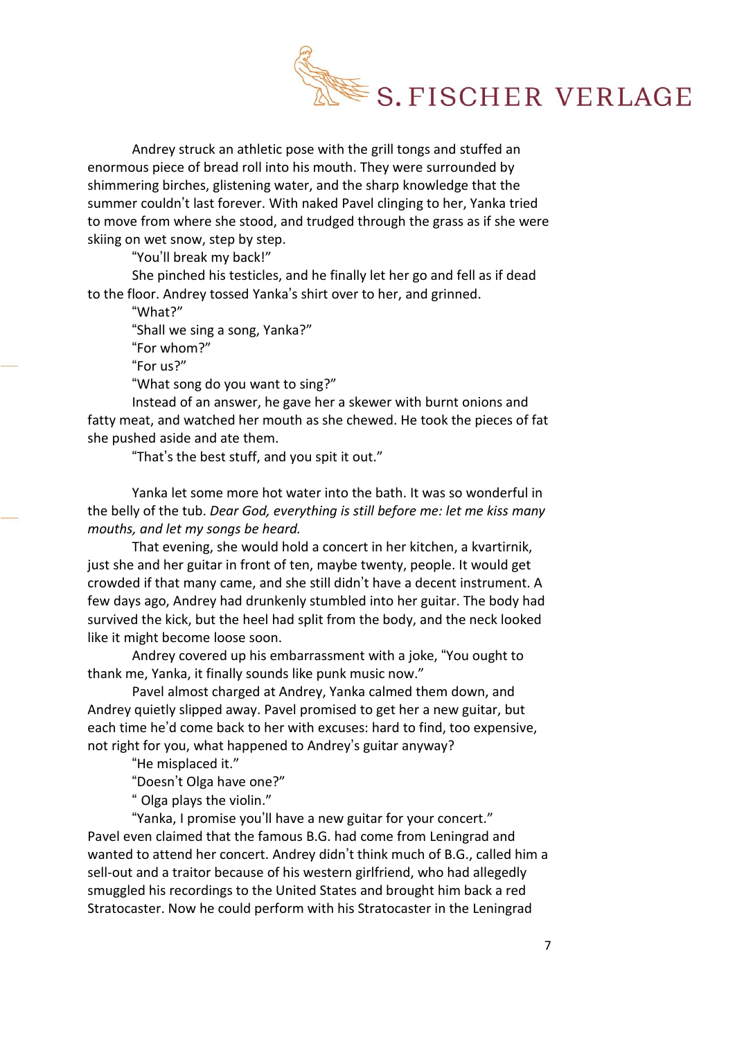Andrey struck an athletic pose with the grill tongs and stuffed an enormous piece of bread roll into his mouth. They were surrounded by shimmering birches, glistening water, and the sharp knowledge that the summer couldn't last forever. With naked Pavel clinging to her, Yanka tried to move from where she stood, and trudged through the grass as if she were skiing on wet snow, step by step.

"You'll break my back!"

She pinched his testicles, and he finally let her go and fell as if dead to the floor. Andrey tossed Yanka's shirt over to her, and grinned.

"What?"

"Shall we sing a song, Yanka?"

"For whom?"

"For us?"

"What song do you want to sing?"

Instead of an answer, he gave her a skewer with burnt onions and fatty meat, and watched her mouth as she chewed. He took the pieces of fat she pushed aside and ate them.

"That's the best stuff, and you spit it out."

Yanka let some more hot water into the bath. It was so wonderful in the belly of the tub. *Dear God, everything is still before me: let me kiss many mouths, and let my songs be heard.*

That evening, she would hold a concert in her kitchen, a kvartirnik, just she and her guitar in front of ten, maybe twenty, people. It would get crowded if that many came, and she still didn't have a decent instrument. A few days ago, Andrey had drunkenly stumbled into her guitar. The body had survived the kick, but the heel had split from the body, and the neck looked like it might become loose soon.

Andrey covered up his embarrassment with a joke, "You ought to thank me, Yanka, it finally sounds like punk music now."

Pavel almost charged at Andrey, Yanka calmed them down, and Andrey quietly slipped away. Pavel promised to get her a new guitar, but each time he'd come back to her with excuses: hard to find, too expensive, not right for you, what happened to Andrey's guitar anyway?

"He misplaced it."

"Doesn't Olga have one?"

" Olga plays the violin."

"Yanka, I promise you'll have a new guitar for your concert." Pavel even claimed that the famous B.G. had come from Leningrad and wanted to attend her concert. Andrey didn't think much of B.G., called him a sell-out and a traitor because of his western girlfriend, who had allegedly smuggled his recordings to the United States and brought him back a red Stratocaster. Now he could perform with his Stratocaster in the Leningrad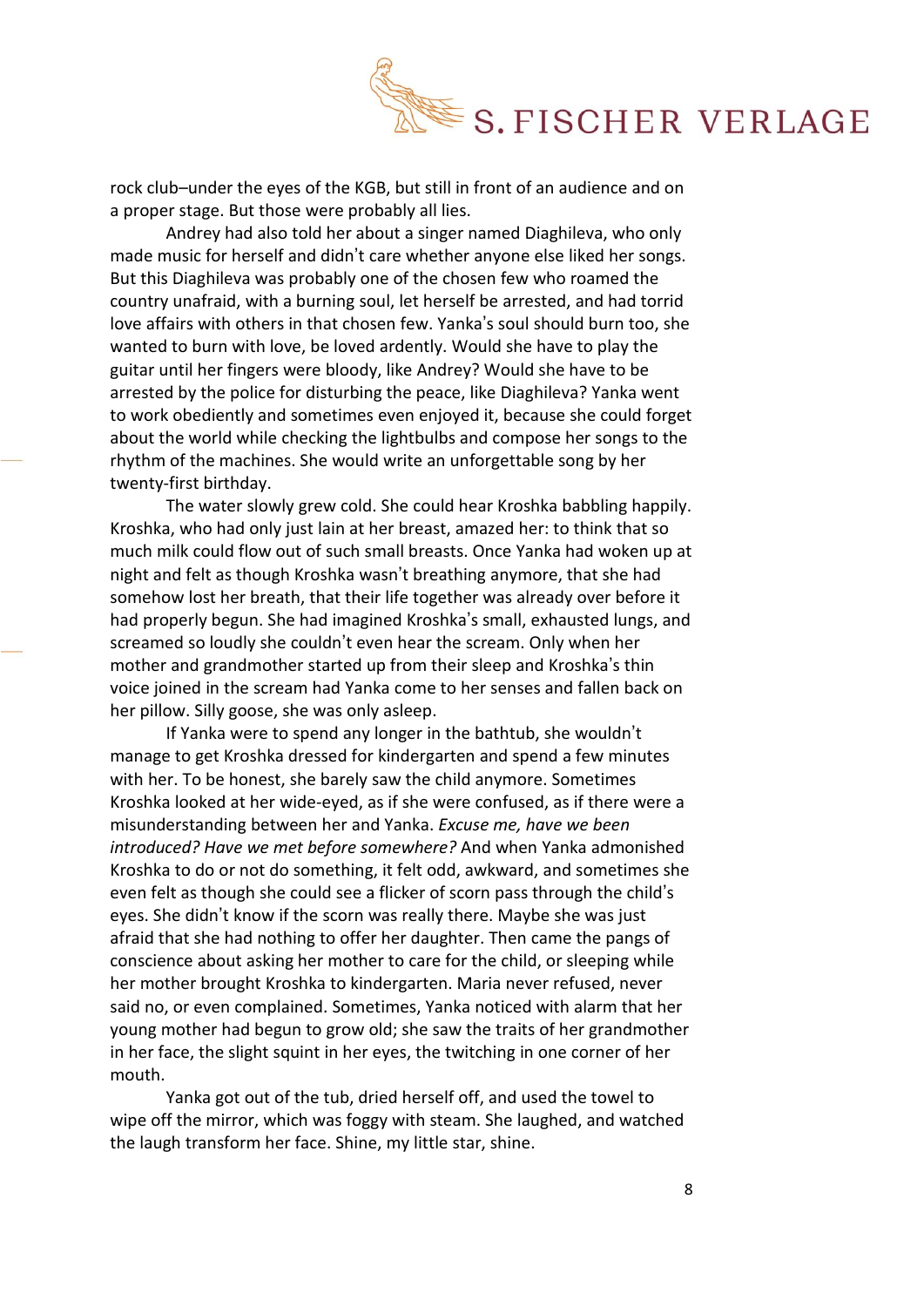rock club–under the eyes of the KGB, but still in front of an audience and on a proper stage. But those were probably all lies.

Andrey had also told her about a singer named Diaghileva, who only made music for herself and didn't care whether anyone else liked her songs. But this Diaghileva was probably one of the chosen few who roamed the country unafraid, with a burning soul, let herself be arrested, and had torrid love affairs with others in that chosen few. Yanka's soul should burn too, she wanted to burn with love, be loved ardently. Would she have to play the guitar until her fingers were bloody, like Andrey? Would she have to be arrested by the police for disturbing the peace, like Diaghileva? Yanka went to work obediently and sometimes even enjoyed it, because she could forget about the world while checking the lightbulbs and compose her songs to the rhythm of the machines. She would write an unforgettable song by her twenty-first birthday.

The water slowly grew cold. She could hear Kroshka babbling happily. Kroshka, who had only just lain at her breast, amazed her: to think that so much milk could flow out of such small breasts. Once Yanka had woken up at night and felt as though Kroshka wasn't breathing anymore, that she had somehow lost her breath, that their life together was already over before it had properly begun. She had imagined Kroshka's small, exhausted lungs, and screamed so loudly she couldn't even hear the scream. Only when her mother and grandmother started up from their sleep and Kroshka's thin voice joined in the scream had Yanka come to her senses and fallen back on her pillow. Silly goose, she was only asleep.

If Yanka were to spend any longer in the bathtub, she wouldn't manage to get Kroshka dressed for kindergarten and spend a few minutes with her. To be honest, she barely saw the child anymore. Sometimes Kroshka looked at her wide-eyed, as if she were confused, as if there were a misunderstanding between her and Yanka. *Excuse me, have we been introduced? Have we met before somewhere?* And when Yanka admonished Kroshka to do or not do something, it felt odd, awkward, and sometimes she even felt as though she could see a flicker of scorn pass through the child's eyes. She didn't know if the scorn was really there. Maybe she was just afraid that she had nothing to offer her daughter. Then came the pangs of conscience about asking her mother to care for the child, or sleeping while her mother brought Kroshka to kindergarten. Maria never refused, never said no, or even complained. Sometimes, Yanka noticed with alarm that her young mother had begun to grow old; she saw the traits of her grandmother in her face, the slight squint in her eyes, the twitching in one corner of her mouth.

Yanka got out of the tub, dried herself off, and used the towel to wipe off the mirror, which was foggy with steam. She laughed, and watched the laugh transform her face. Shine, my little star, shine.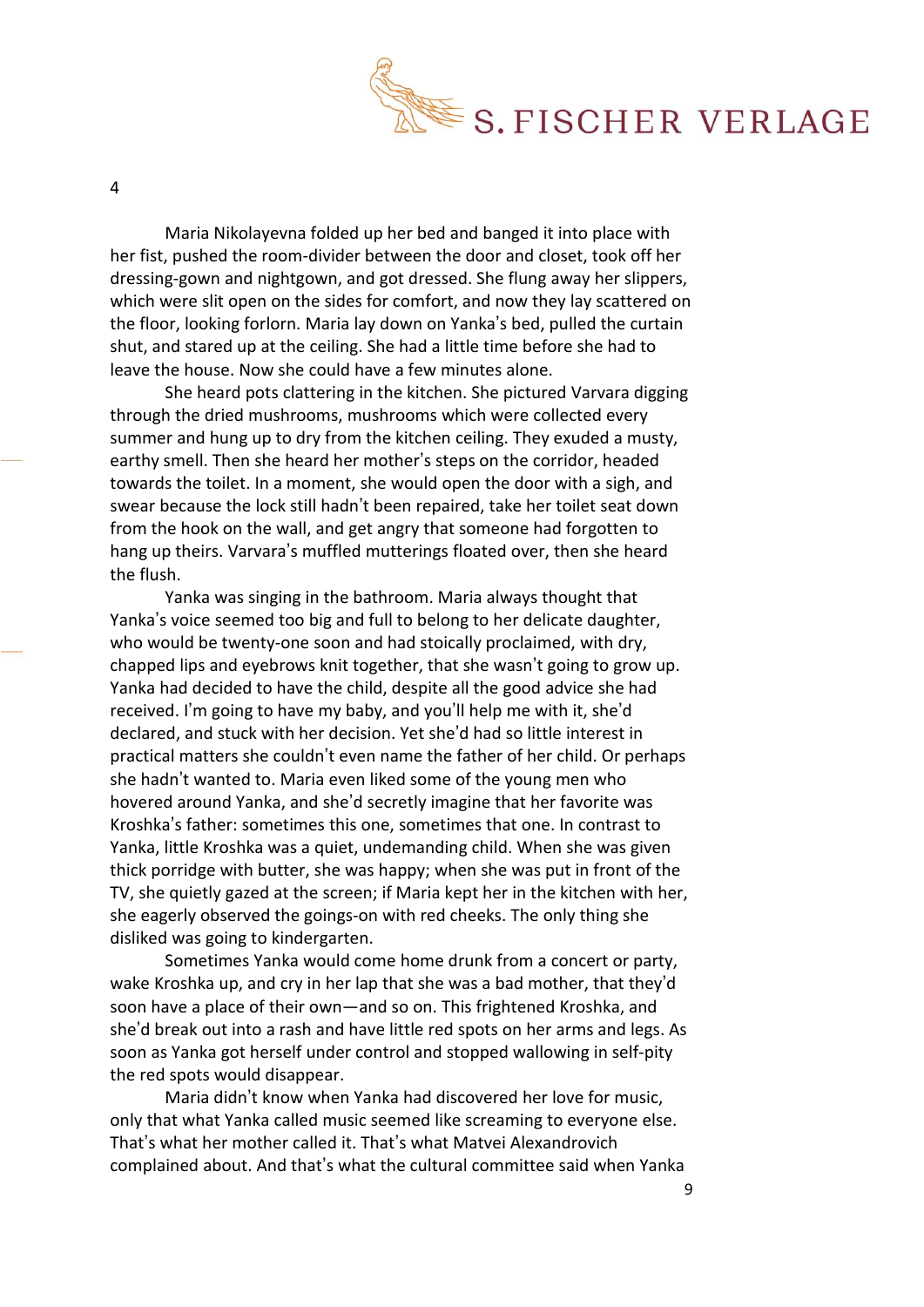4

Maria Nikolayevna folded up her bed and banged it into place with her fist, pushed the room-divider between the door and closet, took off her dressing-gown and nightgown, and got dressed. She flung away her slippers, which were slit open on the sides for comfort, and now they lay scattered on the floor, looking forlorn. Maria lay down on Yanka's bed, pulled the curtain shut, and stared up at the ceiling. She had a little time before she had to leave the house. Now she could have a few minutes alone.

She heard pots clattering in the kitchen. She pictured Varvara digging through the dried mushrooms, mushrooms which were collected every summer and hung up to dry from the kitchen ceiling. They exuded a musty, earthy smell. Then she heard her mother's steps on the corridor, headed towards the toilet. In a moment, she would open the door with a sigh, and swear because the lock still hadn't been repaired, take her toilet seat down from the hook on the wall, and get angry that someone had forgotten to hang up theirs. Varvara's muffled mutterings floated over, then she heard the flush.

Yanka was singing in the bathroom. Maria always thought that Yanka's voice seemed too big and full to belong to her delicate daughter, who would be twenty-one soon and had stoically proclaimed, with dry, chapped lips and eyebrows knit together, that she wasn't going to grow up. Yanka had decided to have the child, despite all the good advice she had received. I'm going to have my baby, and you'll help me with it, she'd declared, and stuck with her decision. Yet she'd had so little interest in practical matters she couldn't even name the father of her child. Or perhaps she hadn't wanted to. Maria even liked some of the young men who hovered around Yanka, and she'd secretly imagine that her favorite was Kroshka's father: sometimes this one, sometimes that one. In contrast to Yanka, little Kroshka was a quiet, undemanding child. When she was given thick porridge with butter, she was happy; when she was put in front of the TV, she quietly gazed at the screen; if Maria kept her in the kitchen with her, she eagerly observed the goings-on with red cheeks. The only thing she disliked was going to kindergarten.

Sometimes Yanka would come home drunk from a concert or party, wake Kroshka up, and cry in her lap that she was a bad mother, that they'd soon have a place of their own—and so on. This frightened Kroshka, and she'd break out into a rash and have little red spots on her arms and legs. As soon as Yanka got herself under control and stopped wallowing in self-pity the red spots would disappear.

Maria didn't know when Yanka had discovered her love for music, only that what Yanka called music seemed like screaming to everyone else. That's what her mother called it. That's what Matvei Alexandrovich complained about. And that's what the cultural committee said when Yanka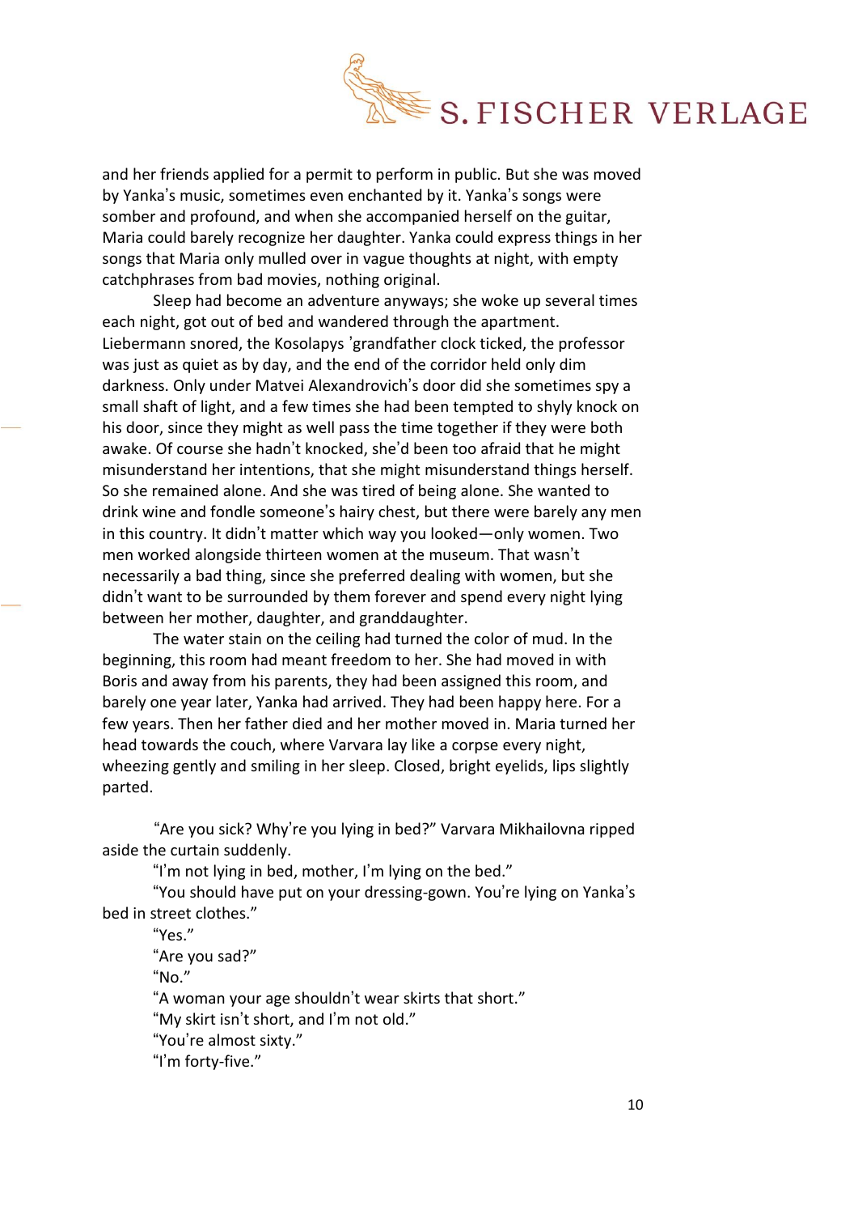and her friends applied for a permit to perform in public. But she was moved by Yanka's music, sometimes even enchanted by it. Yanka's songs were somber and profound, and when she accompanied herself on the guitar, Maria could barely recognize her daughter. Yanka could express things in her songs that Maria only mulled over in vague thoughts at night, with empty catchphrases from bad movies, nothing original.

Sleep had become an adventure anyways; she woke up several times each night, got out of bed and wandered through the apartment. Liebermann snored, the Kosolapys 'grandfather clock ticked, the professor was just as quiet as by day, and the end of the corridor held only dim darkness. Only under Matvei Alexandrovich's door did she sometimes spy a small shaft of light, and a few times she had been tempted to shyly knock on his door, since they might as well pass the time together if they were both awake. Of course she hadn't knocked, she'd been too afraid that he might misunderstand her intentions, that she might misunderstand things herself. So she remained alone. And she was tired of being alone. She wanted to drink wine and fondle someone's hairy chest, but there were barely any men in this country. It didn't matter which way you looked—only women. Two men worked alongside thirteen women at the museum. That wasn't necessarily a bad thing, since she preferred dealing with women, but she didn't want to be surrounded by them forever and spend every night lying between her mother, daughter, and granddaughter.

The water stain on the ceiling had turned the color of mud. In the beginning, this room had meant freedom to her. She had moved in with Boris and away from his parents, they had been assigned this room, and barely one year later, Yanka had arrived. They had been happy here. For a few years. Then her father died and her mother moved in. Maria turned her head towards the couch, where Varvara lay like a corpse every night, wheezing gently and smiling in her sleep. Closed, bright eyelids, lips slightly parted.

"Are you sick? Why're you lying in bed?" Varvara Mikhailovna ripped aside the curtain suddenly.

"I'm not lying in bed, mother, I'm lying on the bed."

"You should have put on your dressing-gown. You're lying on Yanka's bed in street clothes."

"Yes."

"Are you sad?"

"No."

"A woman your age shouldn't wear skirts that short."

"My skirt isn't short, and I'm not old."

"You're almost sixty."

"I'm forty-five."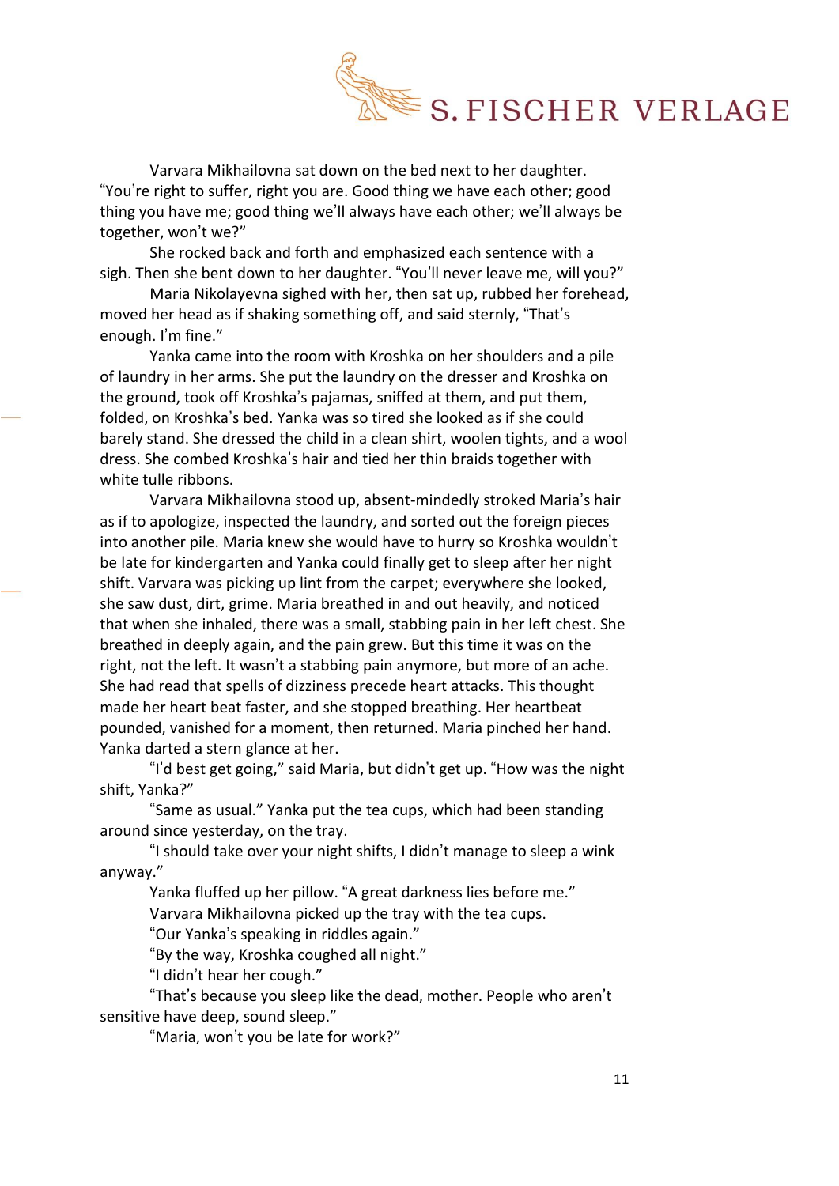Varvara Mikhailovna sat down on the bed next to her daughter. "You're right to suffer, right you are. Good thing we have each other; good thing you have me; good thing we'll always have each other; we'll always be together, won't we?"

She rocked back and forth and emphasized each sentence with a sigh. Then she bent down to her daughter. "You'll never leave me, will you?"

Maria Nikolayevna sighed with her, then sat up, rubbed her forehead, moved her head as if shaking something off, and said sternly, "That's enough. I'm fine."

Yanka came into the room with Kroshka on her shoulders and a pile of laundry in her arms. She put the laundry on the dresser and Kroshka on the ground, took off Kroshka's pajamas, sniffed at them, and put them, folded, on Kroshka's bed. Yanka was so tired she looked as if she could barely stand. She dressed the child in a clean shirt, woolen tights, and a wool dress. She combed Kroshka's hair and tied her thin braids together with white tulle ribbons.

Varvara Mikhailovna stood up, absent-mindedly stroked Maria's hair as if to apologize, inspected the laundry, and sorted out the foreign pieces into another pile. Maria knew she would have to hurry so Kroshka wouldn't be late for kindergarten and Yanka could finally get to sleep after her night shift. Varvara was picking up lint from the carpet; everywhere she looked, she saw dust, dirt, grime. Maria breathed in and out heavily, and noticed that when she inhaled, there was a small, stabbing pain in her left chest. She breathed in deeply again, and the pain grew. But this time it was on the right, not the left. It wasn't a stabbing pain anymore, but more of an ache. She had read that spells of dizziness precede heart attacks. This thought made her heart beat faster, and she stopped breathing. Her heartbeat pounded, vanished for a moment, then returned. Maria pinched her hand. Yanka darted a stern glance at her.

"I'd best get going," said Maria, but didn't get up. "How was the night shift, Yanka?"

"Same as usual." Yanka put the tea cups, which had been standing around since yesterday, on the tray.

"I should take over your night shifts, I didn't manage to sleep a wink anyway."

Yanka fluffed up her pillow. "A great darkness lies before me."

Varvara Mikhailovna picked up the tray with the tea cups.

"Our Yanka's speaking in riddles again."

"By the way, Kroshka coughed all night."

"I didn't hear her cough."

"That's because you sleep like the dead, mother. People who aren't sensitive have deep, sound sleep."

"Maria, won't you be late for work?"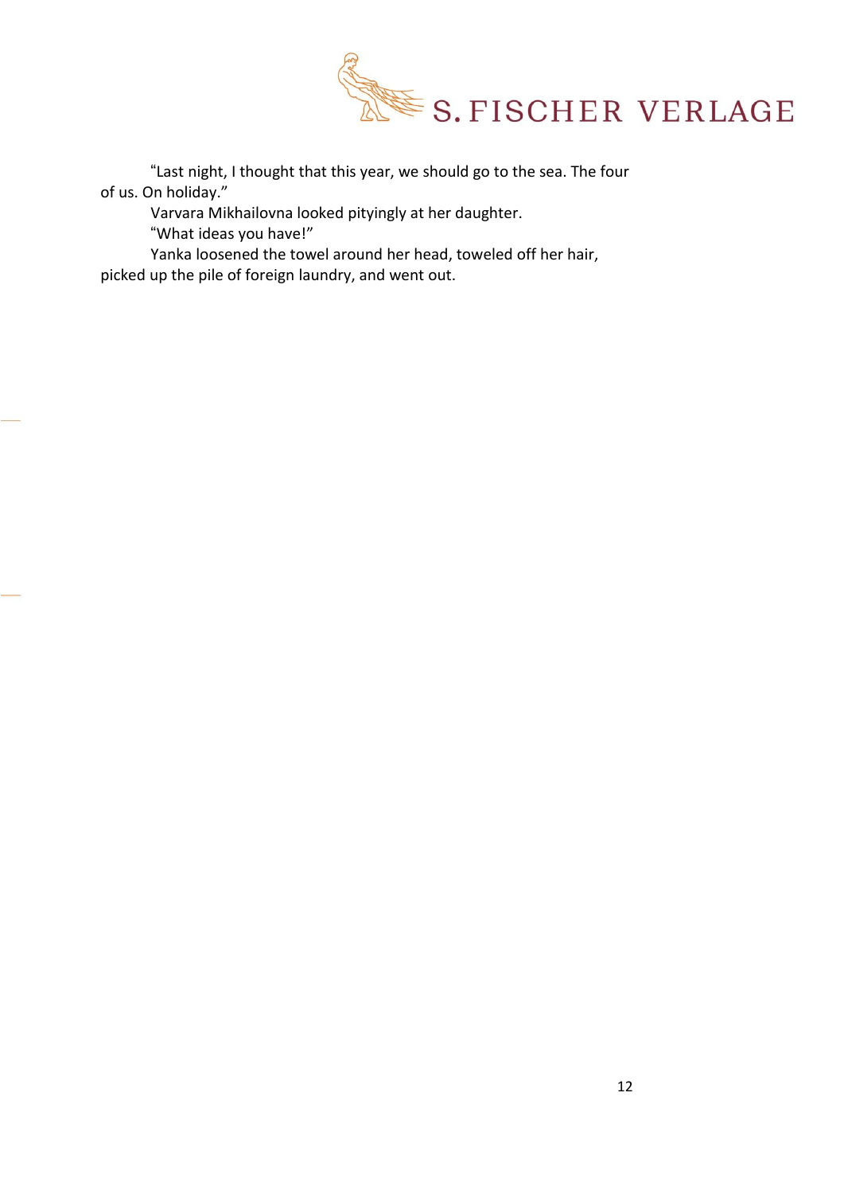"Last night, I thought that this year, we should go to the sea. The four of us. On holiday."

Varvara Mikhailovna looked pityingly at her daughter.

"What ideas you have!"

Yanka loosened the towel around her head, toweled off her hair, picked up the pile of foreign laundry, and went out.